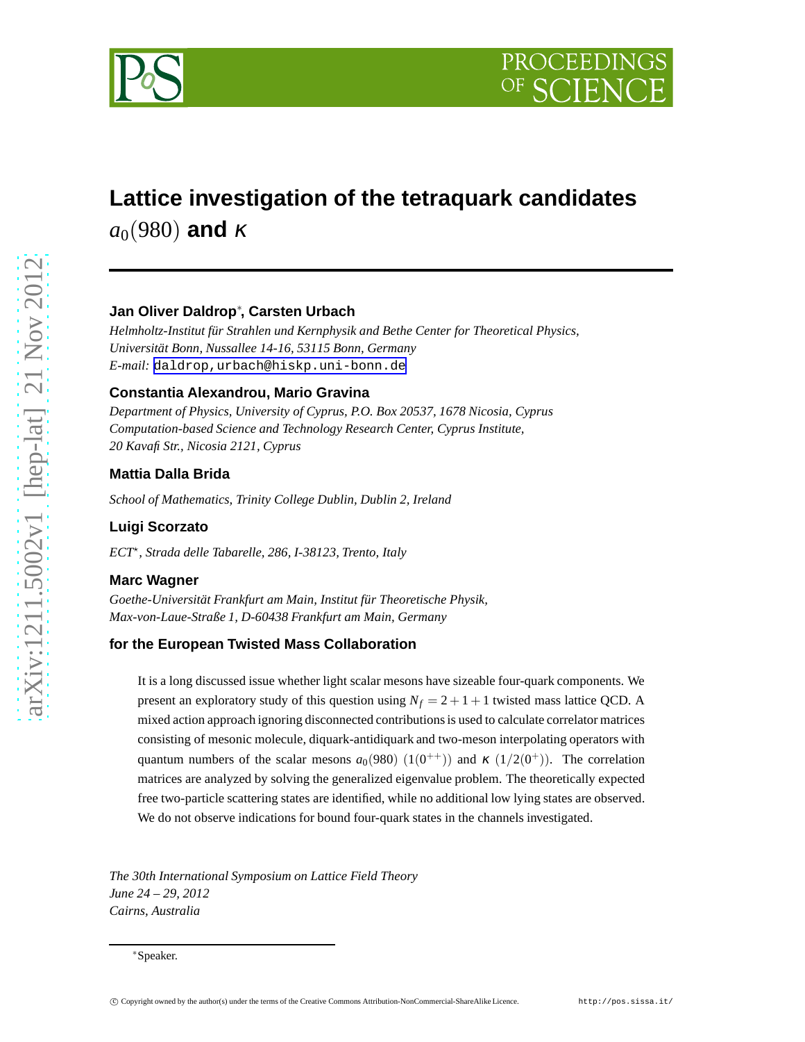# Lattice investigation of the tetraquark candidates $a_0(980)$ and $\kappa$

**Jan Oliver Daldrop***, **Carsten Urbach**

*Helmholtz-Institut für Strahlen und Kernphysik and Bethe Center for Theoretical Physics, Universität Bonn, Nussallee 14-16, 53115 Bonn, Germany*
*E-mail:* daldrop,urbach@hiskp.uni-bonn.de

**Constantia Alexandrou, Mario Gravina**

*Department of Physics, University of Cyprus, P.O. Box 20537, 1678 Nicosia, Cyprus*
*Computation-based Science and Technology Research Center, Cyprus Institute, 20 Kavafi Str., Nicosia 2121, Cyprus*

**Mattia Dalla Brida**

*School of Mathematics, Trinity College Dublin, Dublin 2, Ireland*

**Luigi Scorzato**

*ECT*, Strada delle Tabarelle, 286, I-38123, Trento, Italy*

**Marc Wagner**

*Goethe-Universität Frankfurt am Main, Institut für Theoretische Physik, Max-von-Laue-Straße 1, D-60438 Frankfurt am Main, Germany*

**for the European Twisted Mass Collaboration**

It is a long discussed issue whether light scalar mesons have sizeable four-quark components. We present an exploratory study of this question using $N_f = 2+1+1$ twisted mass lattice QCD. A mixed action approach ignoring disconnected contributions is used to calculate correlator matrices consisting of mesonic molecule, diquark-antidiquark and two-meson interpolating operators with quantum numbers of the scalar mesons $a_0(980)$ $(1(0^{++}))$ and $\kappa$ $(1/2(0^+))$. The correlation matrices are analyzed by solving the generalized eigenvalue problem. The theoretically expected free two-particle scattering states are identified, while no additional low lying states are observed. We do not observe indications for bound four-quark states in the channels investigated.

*The 30th International Symposium on Lattice Field Theory*
*June 24 – 29, 2012*
*Cairns, Australia*

*Speaker.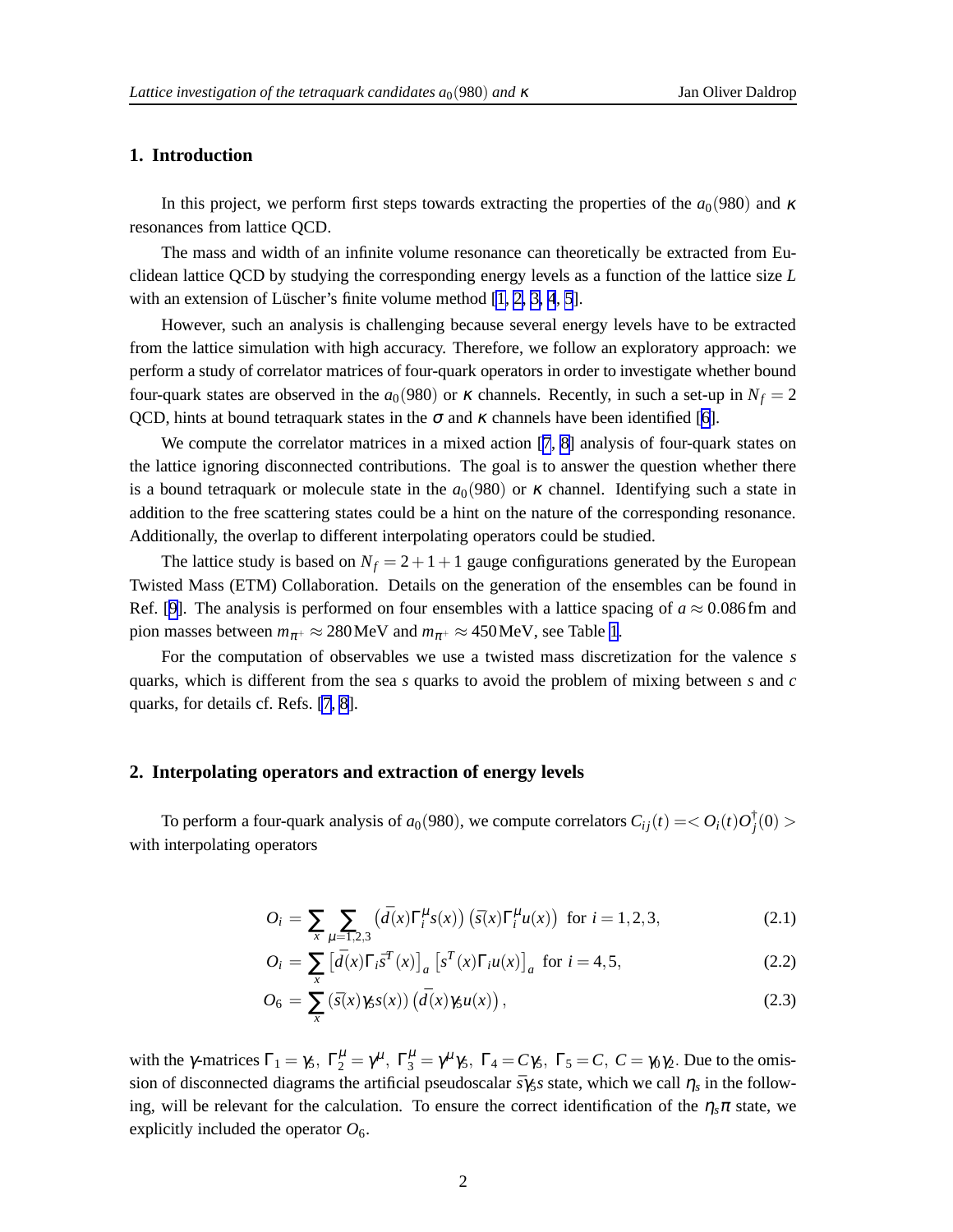## 1. Introduction

In this project, we perform first steps towards extracting the properties of the $a_0(980)$ and $\kappa$ resonances from lattice QCD.

The mass and width of an infinite volume resonance can theoretically be extracted from Euclidean lattice QCD by studying the corresponding energy levels as a function of the lattice size $L$ with an extension of Lüscher's finite volume method [1, 2, 3, 4, 5].

However, such an analysis is challenging because several energy levels have to be extracted from the lattice simulation with high accuracy. Therefore, we follow an exploratory approach: we perform a study of correlator matrices of four-quark operators in order to investigate whether bound four-quark states are observed in the $a_0(980)$ or $\kappa$ channels. Recently, in such a set-up in $N_f = 2$ QCD, hints at bound tetraquark states in the $\sigma$ and $\kappa$ channels have been identified [6].

We compute the correlator matrices in a mixed action [7, 8] analysis of four-quark states on the lattice ignoring disconnected contributions. The goal is to answer the question whether there is a bound tetraquark or molecule state in the $a_0(980)$ or $\kappa$ channel. Identifying such a state in addition to the free scattering states could be a hint on the nature of the corresponding resonance. Additionally, the overlap to different interpolating operators could be studied.

The lattice study is based on $N_f = 2+1+1$ gauge configurations generated by the European Twisted Mass (ETM) Collaboration. Details on the generation of the ensembles can be found in Ref. [9]. The analysis is performed on four ensembles with a lattice spacing of $a \approx 0.086\,\text{fm}$ and pion masses between $m_{\pi^+} \approx 280\,\text{MeV}$ and $m_{\pi^+} \approx 450\,\text{MeV}$, see Table 1.

For the computation of observables we use a twisted mass discretization for the valence $s$ quarks, which is different from the sea $s$ quarks to avoid the problem of mixing between $s$ and $c$ quarks, for details cf. Refs. [7, 8].

## 2. Interpolating operators and extraction of energy levels

To perform a four-quark analysis of $a_0(980)$, we compute correlators $C_{ij}(t) = < O_i(t) O_j^\dagger(0) >$ with interpolating operators

$$O_i = \sum_x \sum_{\mu=1,2,3} \left(\bar{d}(x)\Gamma_i^\mu s(x)\right)\left(\bar{s}(x)\Gamma_i^\mu u(x)\right) \text{ for } i = 1,2,3, \tag{2.1}$$

$$O_i = \sum_x \left[\bar{d}(x)\Gamma_i \bar{s}^T(x)\right]_a \left[s^T(x)\Gamma_i u(x)\right]_a \text{ for } i = 4,5, \tag{2.2}$$

$$O_6 = \sum_x \left(\bar{s}(x)\gamma_5 s(x)\right)\left(\bar{d}(x)\gamma_5 u(x)\right), \tag{2.3}$$

with the $\gamma$-matrices $\Gamma_1 = \gamma_5,\ \Gamma_2^\mu = \gamma^\mu,\ \Gamma_3^\mu = \gamma^\mu\gamma_5,\ \Gamma_4 = C\gamma_5,\ \Gamma_5 = C,\ C = \gamma_0\gamma_2$. Due to the omission of disconnected diagrams the artificial pseudoscalar $\bar{s}\gamma_5 s$ state, which we call $\eta_s$ in the following, will be relevant for the calculation. To ensure the correct identification of the $\eta_s\pi$ state, we explicitly included the operator $O_6$.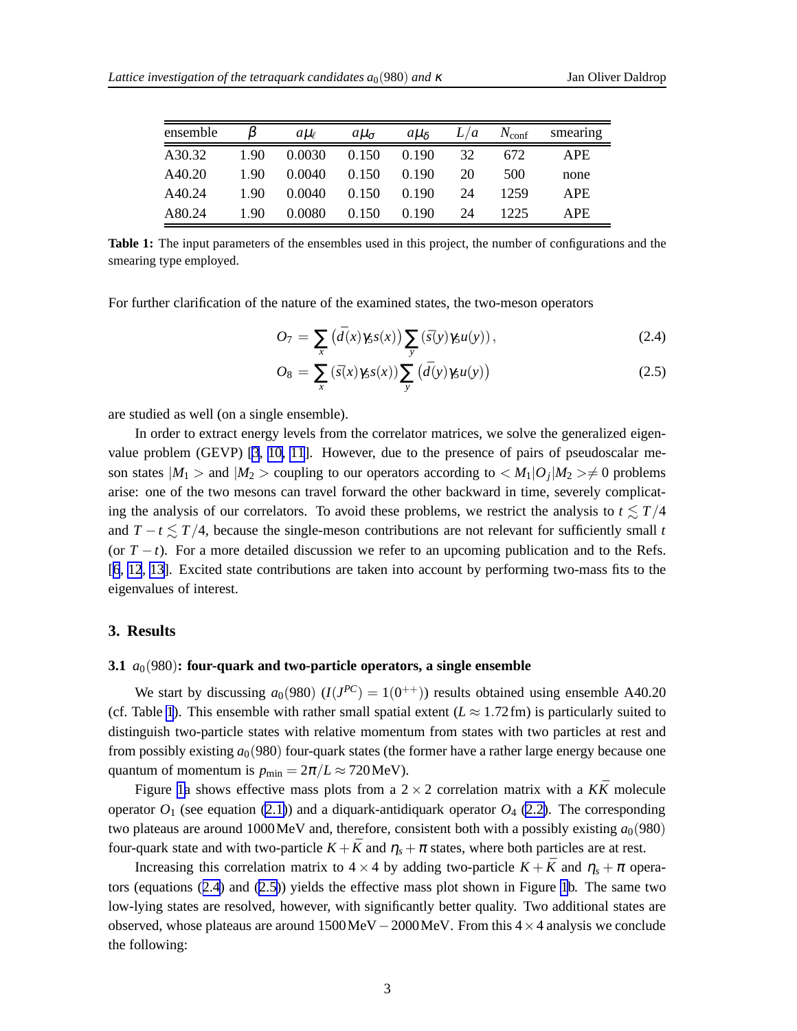| ensemble | $\beta$ | $a\mu_\ell$ | $a\mu_\sigma$ | $a\mu_\delta$ | $L/a$ | $N_{\text{conf}}$ | smearing |
|---|---|---|---|---|---|---|---|
| A30.32 | 1.90 | 0.0030 | 0.150 | 0.190 | 32 | 672 | APE |
| A40.20 | 1.90 | 0.0040 | 0.150 | 0.190 | 20 | 500 | none |
| A40.24 | 1.90 | 0.0040 | 0.150 | 0.190 | 24 | 1259 | APE |
| A80.24 | 1.90 | 0.0080 | 0.150 | 0.190 | 24 | 1225 | APE |

**Table 1:** The input parameters of the ensembles used in this project, the number of configurations and the smearing type employed.

For further clarification of the nature of the examined states, the two-meson operators

$$O_7 = \sum_x \left(\bar{d}(x)\gamma_5 s(x)\right) \sum_y \left(\bar{s}(y)\gamma_5 u(y)\right), \tag{2.4}$$

$$O_8 = \sum_x \left(\bar{s}(x)\gamma_5 s(x)\right) \sum_y \left(\bar{d}(y)\gamma_5 u(y)\right) \tag{2.5}$$

are studied as well (on a single ensemble).

In order to extract energy levels from the correlator matrices, we solve the generalized eigenvalue problem (GEVP) [3, 10, 11]. However, due to the presence of pairs of pseudoscalar meson states $|M_1>$ and $|M_2>$ coupling to our operators according to $<M_1|O_j|M_2> \neq 0$ problems arise: one of the two mesons can travel forward the other backward in time, severely complicating the analysis of our correlators. To avoid these problems, we restrict the analysis to $t \lesssim T/4$ and $T-t \lesssim T/4$, because the single-meson contributions are not relevant for sufficiently small $t$ (or $T-t$). For a more detailed discussion we refer to an upcoming publication and to the Refs. [6, 12, 13]. Excited state contributions are taken into account by performing two-mass fits to the eigenvalues of interest.

## 3. Results

### 3.1 $a_0(980)$: four-quark and two-particle operators, a single ensemble

We start by discussing $a_0(980)$ ($I(J^{PC}) = 1(0^{++})$) results obtained using ensemble A40.20 (cf. Table 1). This ensemble with rather small spatial extent ($L \approx 1.72\,\text{fm}$) is particularly suited to distinguish two-particle states with relative momentum from states with two particles at rest and from possibly existing $a_0(980)$ four-quark states (the former have a rather large energy because one quantum of momentum is $p_{\text{min}} = 2\pi/L \approx 720\,\text{MeV}$).

Figure 1a shows effective mass plots from a $2\times 2$ correlation matrix with a $K\bar{K}$ molecule operator $O_1$ (see equation (2.1)) and a diquark-antidiquark operator $O_4$ (2.2). The corresponding two plateaus are around 1000 MeV and, therefore, consistent both with a possibly existing $a_0(980)$ four-quark state and with two-particle $K+\bar{K}$ and $\eta_s+\pi$ states, where both particles are at rest.

Increasing this correlation matrix to $4\times 4$ by adding two-particle $K+\bar{K}$ and $\eta_s+\pi$ operators (equations (2.4) and (2.5)) yields the effective mass plot shown in Figure 1b. The same two low-lying states are resolved, however, with significantly better quality. Two additional states are observed, whose plateaus are around 1500 MeV − 2000 MeV. From this $4\times 4$ analysis we conclude the following: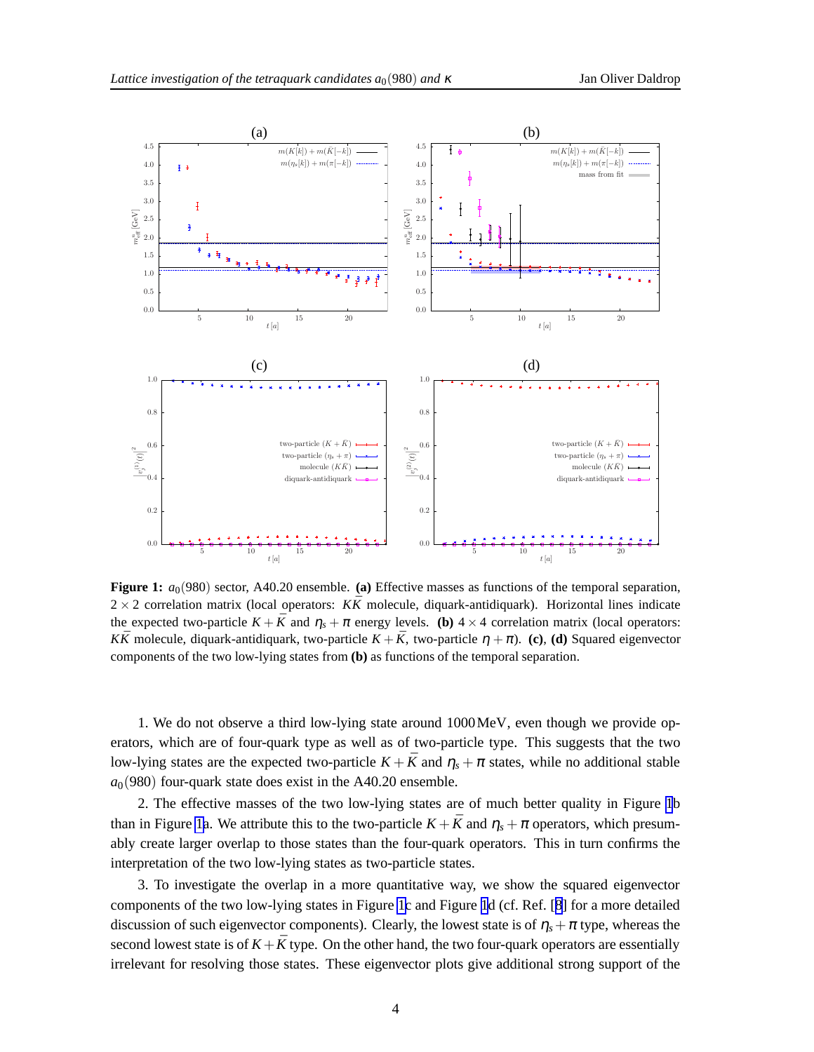**Figure 1:** $a_0(980)$ sector, A40.20 ensemble. **(a)** Effective masses as functions of the temporal separation, $2 \times 2$ correlation matrix (local operators: $K\bar{K}$ molecule, diquark-antidiquark). Horizontal lines indicate the expected two-particle $K + \bar{K}$ and $\eta_s + \pi$ energy levels. **(b)** $4 \times 4$ correlation matrix (local operators: $K\bar{K}$ molecule, diquark-antidiquark, two-particle $K + \bar{K}$, two-particle $\eta + \pi$). **(c)**, **(d)** Squared eigenvector components of the two low-lying states from **(b)** as functions of the temporal separation.

1. We do not observe a third low-lying state around 1000 MeV, even though we provide operators, which are of four-quark type as well as of two-particle type. This suggests that the two low-lying states are the expected two-particle $K + \bar{K}$ and $\eta_s + \pi$ states, while no additional stable $a_0(980)$ four-quark state does exist in the A40.20 ensemble.

2. The effective masses of the two low-lying states are of much better quality in Figure 1b than in Figure 1a. We attribute this to the two-particle $K + \bar{K}$ and $\eta_s + \pi$ operators, which presumably create larger overlap to those states than the four-quark operators. This in turn confirms the interpretation of the two low-lying states as two-particle states.

3. To investigate the overlap in a more quantitative way, we show the squared eigenvector components of the two low-lying states in Figure 1c and Figure 1d (cf. Ref. [8] for a more detailed discussion of such eigenvector components). Clearly, the lowest state is of $\eta_s + \pi$ type, whereas the second lowest state is of $K + \bar{K}$ type. On the other hand, the two four-quark operators are essentially irrelevant for resolving those states. These eigenvector plots give additional strong support of the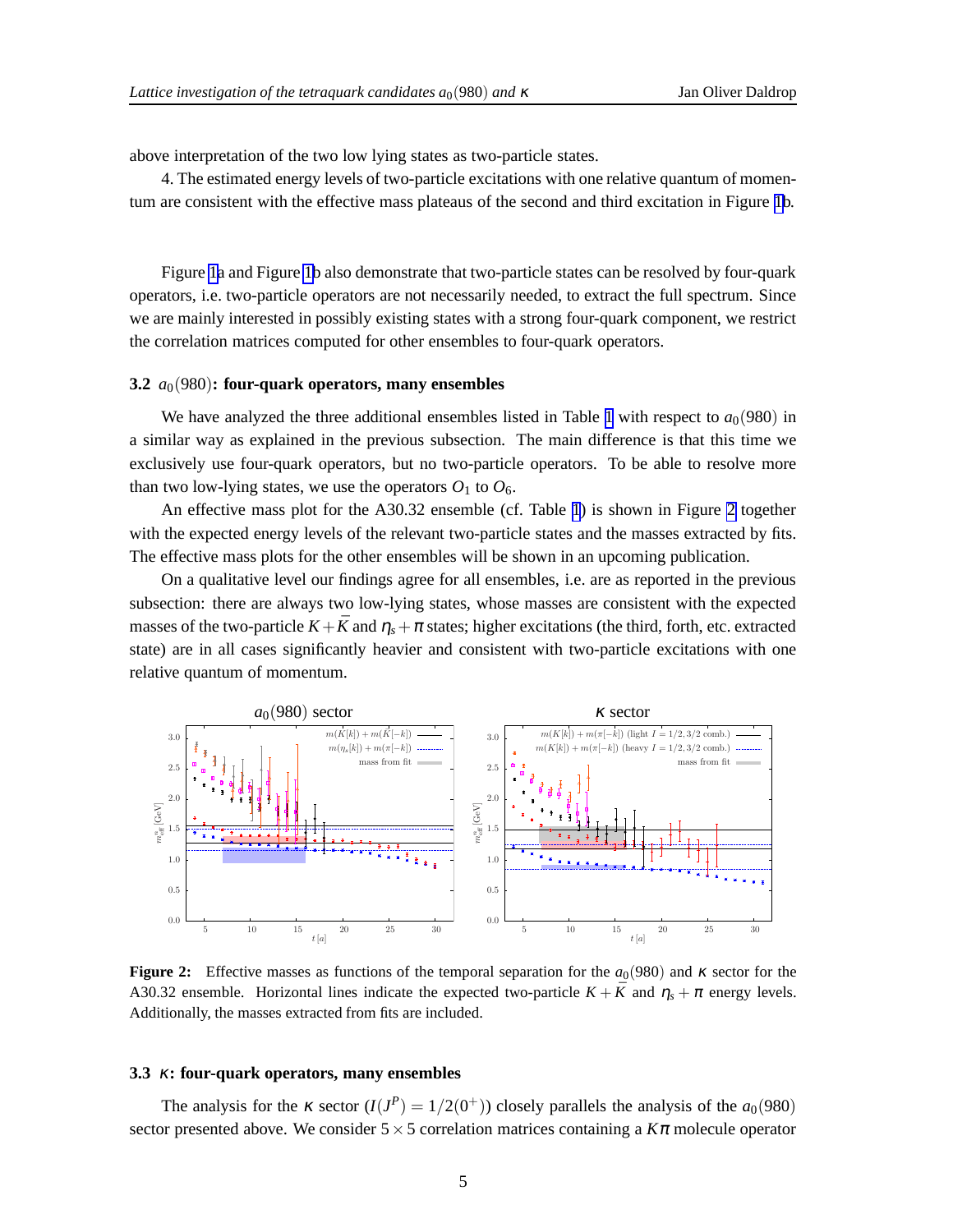above interpretation of the two low lying states as two-particle states.

4. The estimated energy levels of two-particle excitations with one relative quantum of momentum are consistent with the effective mass plateaus of the second and third excitation in Figure 1b.

Figure 1a and Figure 1b also demonstrate that two-particle states can be resolved by four-quark operators, i.e. two-particle operators are not necessarily needed, to extract the full spectrum. Since we are mainly interested in possibly existing states with a strong four-quark component, we restrict the correlation matrices computed for other ensembles to four-quark operators.

### 3.2 $a_0(980)$: four-quark operators, many ensembles

We have analyzed the three additional ensembles listed in Table 1 with respect to $a_0(980)$ in a similar way as explained in the previous subsection. The main difference is that this time we exclusively use four-quark operators, but no two-particle operators. To be able to resolve more than two low-lying states, we use the operators $O_1$ to $O_6$.

An effective mass plot for the A30.32 ensemble (cf. Table 1) is shown in Figure 2 together with the expected energy levels of the relevant two-particle states and the masses extracted by fits. The effective mass plots for the other ensembles will be shown in an upcoming publication.

On a qualitative level our findings agree for all ensembles, i.e. are as reported in the previous subsection: there are always two low-lying states, whose masses are consistent with the expected masses of the two-particle $K+\bar{K}$ and $\eta_s+\pi$ states; higher excitations (the third, forth, etc. extracted state) are in all cases significantly heavier and consistent with two-particle excitations with one relative quantum of momentum.

**Figure 2:** Effective masses as functions of the temporal separation for the $a_0(980)$ and $\kappa$ sector for the A30.32 ensemble. Horizontal lines indicate the expected two-particle $K+\bar{K}$ and $\eta_s+\pi$ energy levels. Additionally, the masses extracted from fits are included.

### 3.3 $\kappa$: four-quark operators, many ensembles

The analysis for the $\kappa$ sector ($I(J^P) = 1/2(0^+)$) closely parallels the analysis of the $a_0(980)$ sector presented above. We consider $5\times 5$ correlation matrices containing a $K\pi$ molecule operator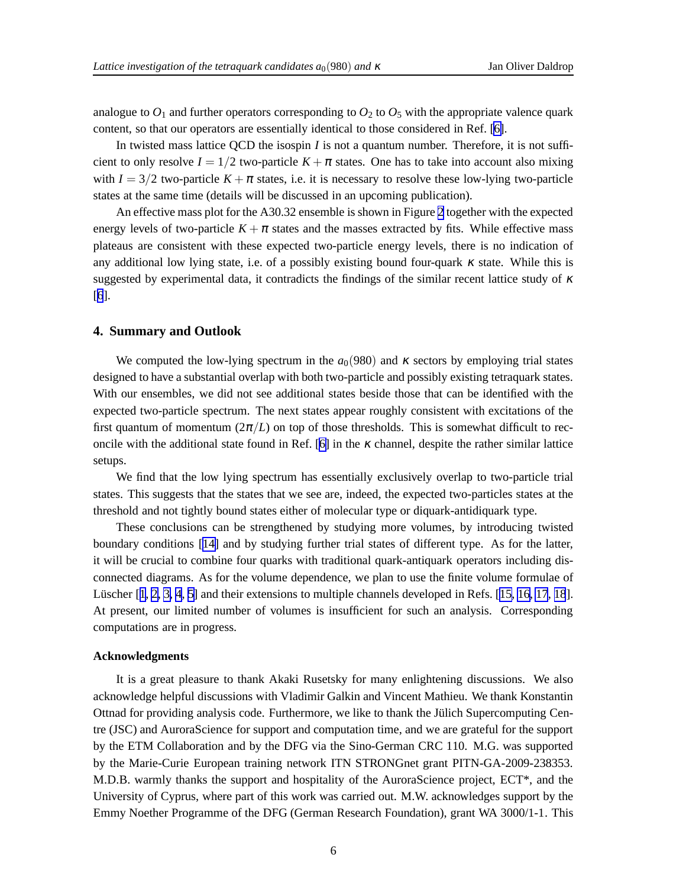analogue to $O_1$ and further operators corresponding to $O_2$ to $O_5$ with the appropriate valence quark content, so that our operators are essentially identical to those considered in Ref. [6].

In twisted mass lattice QCD the isospin $I$ is not a quantum number. Therefore, it is not sufficient to only resolve $I = 1/2$ two-particle $K + \pi$ states. One has to take into account also mixing with $I = 3/2$ two-particle $K + \pi$ states, i.e. it is necessary to resolve these low-lying two-particle states at the same time (details will be discussed in an upcoming publication).

An effective mass plot for the A30.32 ensemble is shown in Figure 2 together with the expected energy levels of two-particle $K + \pi$ states and the masses extracted by fits. While effective mass plateaus are consistent with these expected two-particle energy levels, there is no indication of any additional low lying state, i.e. of a possibly existing bound four-quark $\kappa$ state. While this is suggested by experimental data, it contradicts the findings of the similar recent lattice study of $\kappa$ [6].

## 4. Summary and Outlook

We computed the low-lying spectrum in the $a_0(980)$ and $\kappa$ sectors by employing trial states designed to have a substantial overlap with both two-particle and possibly existing tetraquark states. With our ensembles, we did not see additional states beside those that can be identified with the expected two-particle spectrum. The next states appear roughly consistent with excitations of the first quantum of momentum $(2\pi/L)$ on top of those thresholds. This is somewhat difficult to reconcile with the additional state found in Ref. [6] in the $\kappa$ channel, despite the rather similar lattice setups.

We find that the low lying spectrum has essentially exclusively overlap to two-particle trial states. This suggests that the states that we see are, indeed, the expected two-particles states at the threshold and not tightly bound states either of molecular type or diquark-antidiquark type.

These conclusions can be strengthened by studying more volumes, by introducing twisted boundary conditions [14] and by studying further trial states of different type. As for the latter, it will be crucial to combine four quarks with traditional quark-antiquark operators including disconnected diagrams. As for the volume dependence, we plan to use the finite volume formulae of Lüscher [1, 2, 3, 4, 5] and their extensions to multiple channels developed in Refs. [15, 16, 17, 18]. At present, our limited number of volumes is insufficient for such an analysis. Corresponding computations are in progress.

### Acknowledgments

It is a great pleasure to thank Akaki Rusetsky for many enlightening discussions. We also acknowledge helpful discussions with Vladimir Galkin and Vincent Mathieu. We thank Konstantin Ottnad for providing analysis code. Furthermore, we like to thank the Jülich Supercomputing Centre (JSC) and AuroraScience for support and computation time, and we are grateful for the support by the ETM Collaboration and by the DFG via the Sino-German CRC 110. M.G. was supported by the Marie-Curie European training network ITN STRONGnet grant PITN-GA-2009-238353. M.D.B. warmly thanks the support and hospitality of the AuroraScience project, ECT*, and the University of Cyprus, where part of this work was carried out. M.W. acknowledges support by the Emmy Noether Programme of the DFG (German Research Foundation), grant WA 3000/1-1. This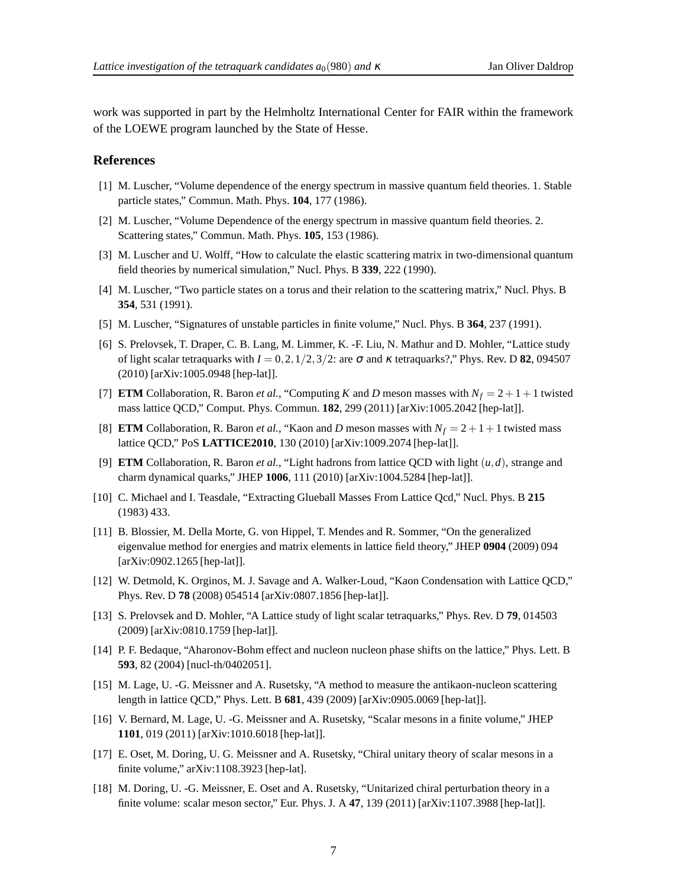work was supported in part by the Helmholtz International Center for FAIR within the framework of the LOEWE program launched by the State of Hesse.

## References

[1] M. Luscher, "Volume dependence of the energy spectrum in massive quantum field theories. 1. Stable particle states," Commun. Math. Phys. **104**, 177 (1986).

[2] M. Luscher, "Volume Dependence of the energy spectrum in massive quantum field theories. 2. Scattering states," Commun. Math. Phys. **105**, 153 (1986).

[3] M. Luscher and U. Wolff, "How to calculate the elastic scattering matrix in two-dimensional quantum field theories by numerical simulation," Nucl. Phys. B **339**, 222 (1990).

[4] M. Luscher, "Two particle states on a torus and their relation to the scattering matrix," Nucl. Phys. B **354**, 531 (1991).

[5] M. Luscher, "Signatures of unstable particles in finite volume," Nucl. Phys. B **364**, 237 (1991).

[6] S. Prelovsek, T. Draper, C. B. Lang, M. Limmer, K. -F. Liu, N. Mathur and D. Mohler, "Lattice study of light scalar tetraquarks with $I = 0, 2, 1/2, 3/2$: are $\sigma$ and $\kappa$ tetraquarks?," Phys. Rev. D **82**, 094507 (2010) [arXiv:1005.0948 [hep-lat]].

[7] **ETM** Collaboration, R. Baron *et al.*, "Computing $K$ and $D$ meson masses with $N_f = 2+1+1$ twisted mass lattice QCD," Comput. Phys. Commun. **182**, 299 (2011) [arXiv:1005.2042 [hep-lat]].

[8] **ETM** Collaboration, R. Baron *et al.*, "Kaon and $D$ meson masses with $N_f = 2+1+1$ twisted mass lattice QCD," PoS **LATTICE2010**, 130 (2010) [arXiv:1009.2074 [hep-lat]].

[9] **ETM** Collaboration, R. Baron *et al.*, "Light hadrons from lattice QCD with light $(u,d)$, strange and charm dynamical quarks," JHEP **1006**, 111 (2010) [arXiv:1004.5284 [hep-lat]].

[10] C. Michael and I. Teasdale, "Extracting Glueball Masses From Lattice Qcd," Nucl. Phys. B **215** (1983) 433.

[11] B. Blossier, M. Della Morte, G. von Hippel, T. Mendes and R. Sommer, "On the generalized eigenvalue method for energies and matrix elements in lattice field theory," JHEP **0904** (2009) 094 [arXiv:0902.1265 [hep-lat]].

[12] W. Detmold, K. Orginos, M. J. Savage and A. Walker-Loud, "Kaon Condensation with Lattice QCD," Phys. Rev. D **78** (2008) 054514 [arXiv:0807.1856 [hep-lat]].

[13] S. Prelovsek and D. Mohler, "A Lattice study of light scalar tetraquarks," Phys. Rev. D **79**, 014503 (2009) [arXiv:0810.1759 [hep-lat]].

[14] P. F. Bedaque, "Aharonov-Bohm effect and nucleon nucleon phase shifts on the lattice," Phys. Lett. B **593**, 82 (2004) [nucl-th/0402051].

[15] M. Lage, U. -G. Meissner and A. Rusetsky, "A method to measure the antikaon-nucleon scattering length in lattice QCD," Phys. Lett. B **681**, 439 (2009) [arXiv:0905.0069 [hep-lat]].

[16] V. Bernard, M. Lage, U. -G. Meissner and A. Rusetsky, "Scalar mesons in a finite volume," JHEP **1101**, 019 (2011) [arXiv:1010.6018 [hep-lat]].

[17] E. Oset, M. Doring, U. G. Meissner and A. Rusetsky, "Chiral unitary theory of scalar mesons in a finite volume," arXiv:1108.3923 [hep-lat].

[18] M. Doring, U. -G. Meissner, E. Oset and A. Rusetsky, "Unitarized chiral perturbation theory in a finite volume: scalar meson sector," Eur. Phys. J. A **47**, 139 (2011) [arXiv:1107.3988 [hep-lat]].